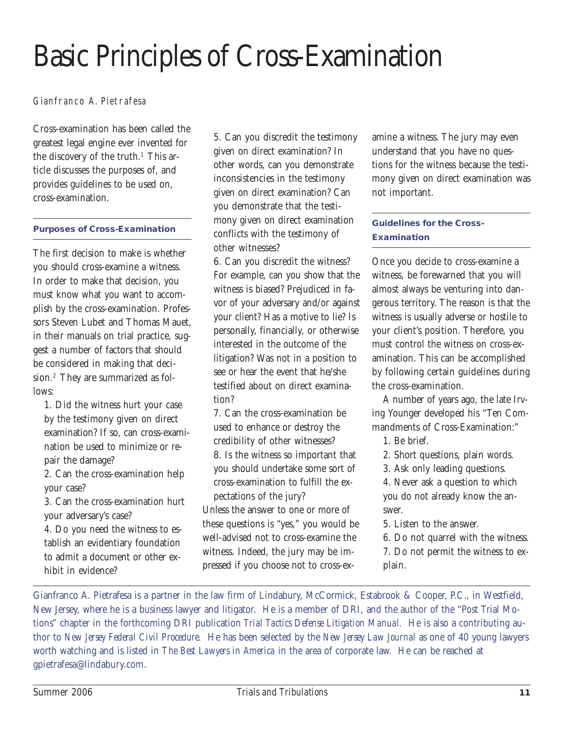# Basic Principles of Cross-Examination

*Gianfranco A. Pietrafesa*

Cross-examination has been called the greatest legal engine ever invented for the discovery of the truth.[1] This article discusses the purposes of, and provides guidelines to be used on, cross-examination.

## Purposes of Cross-Examination

The first decision to make is whether you should cross-examine a witness. In order to make that decision, you must know what you want to accomplish by the cross-examination. Professors Steven Lubet and Thomas Mauet, in their manuals on trial practice, suggest a number of factors that should be considered in making that decision.[2] They are summarized as follows:

1. Did the witness hurt your case by the testimony given on direct examination? If so, can cross-examination be used to minimize or repair the damage?
2. Can the cross-examination help your case?
3. Can the cross-examination hurt your adversary's case?
4. Do you need the witness to establish an evidentiary foundation to admit a document or other exhibit in evidence?
5. Can you discredit the testimony given on direct examination? In other words, can you demonstrate inconsistencies in the testimony given on direct examination? Can you demonstrate that the testimony given on direct examination conflicts with the testimony of other witnesses?
6. Can you discredit the witness? For example, can you show that the witness is biased? Prejudiced in favor of your adversary and/or against your client? Has a motive to lie? Is personally, financially, or otherwise interested in the outcome of the litigation? Was not in a position to see or hear the event that he/she testified about on direct examination?
7. Can the cross-examination be used to enhance or destroy the credibility of other witnesses?
8. Is the witness so important that you should undertake some sort of cross-examination to fulfill the expectations of the jury?

Unless the answer to one or more of these questions is "yes," you would be well-advised not to cross-examine the witness. Indeed, the jury may be impressed if you choose not to cross-examine a witness. The jury may even understand that you have no questions for the witness because the testimony given on direct examination was not important.

## Guidelines for the Cross-Examination

Once you decide to cross-examine a witness, be forewarned that you will almost always be venturing into dangerous territory. The reason is that the witness is usually adverse or hostile to your client's position. Therefore, you must control the witness on cross-examination. This can be accomplished by following certain guidelines during the cross-examination.

A number of years ago, the late Irving Younger developed his "Ten Commandments of Cross-Examination:"

1. Be brief.
2. Short questions, plain words.
3. Ask only leading questions.
4. Never ask a question to which you do not already know the answer.
5. Listen to the answer.
6. Do not quarrel with the witness.
7. Do not permit the witness to explain.

---

*Gianfranco A. Pietrafesa is a partner in the law firm of Lindabury, McCormick, Estabrook & Cooper, P.C., in Westfield, New Jersey, where he is a business lawyer and litigator. He is a member of DRI, and the author of the "Post Trial Motions" chapter in the forthcoming DRI publication Trial Tactics Defense Litigation Manual. He is also a contributing author to New Jersey Federal Civil Procedure. He has been selected by the New Jersey Law Journal as one of 40 young lawyers worth watching and is listed in The Best Lawyers in America in the area of corporate law. He can be reached at gpietrafesa@lindabury.com.*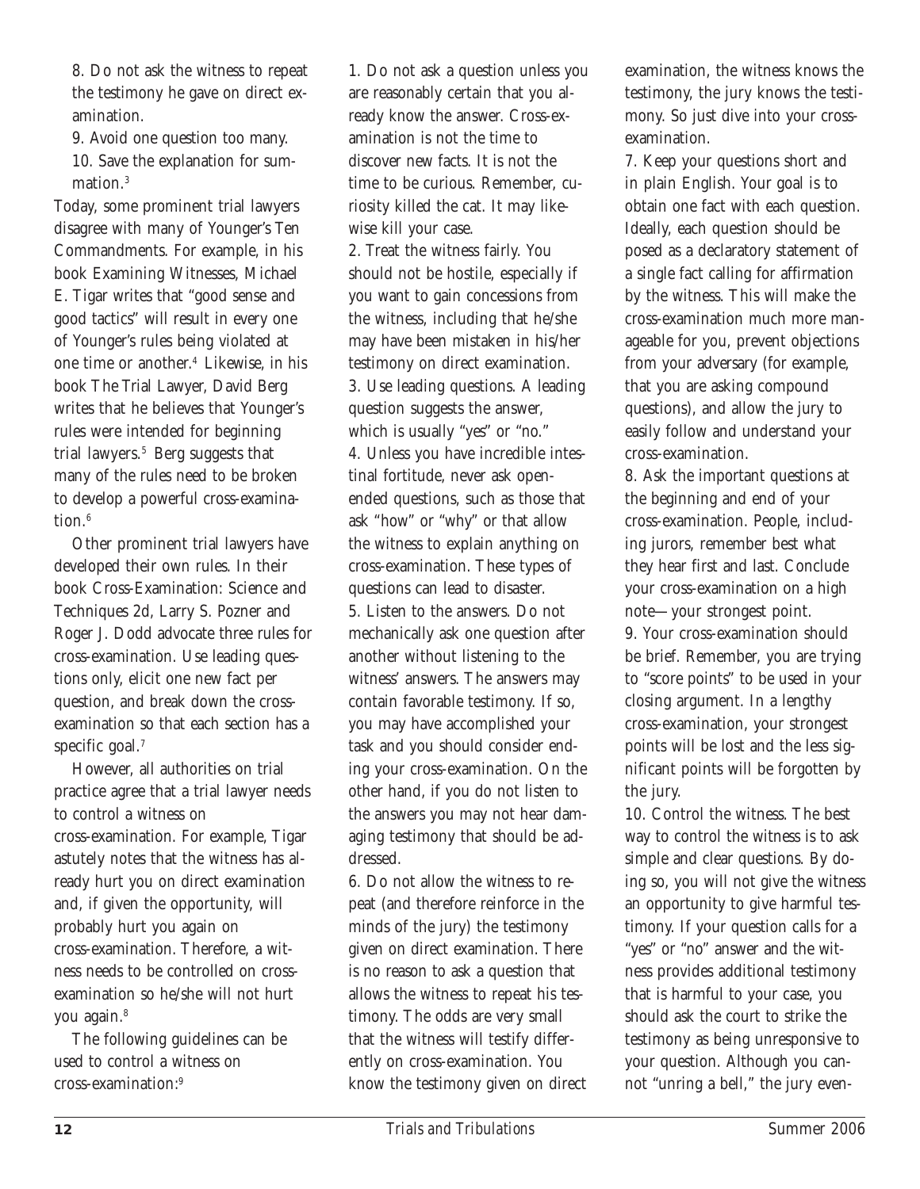8. Do not ask the witness to repeat the testimony he gave on direct examination.

9. Avoid one question too many.

10. Save the explanation for summation.[3]

Today, some prominent trial lawyers disagree with many of Younger's Ten Commandments. For example, in his book Examining Witnesses, Michael E. Tigar writes that "good sense and good tactics" will result in every one of Younger's rules being violated at one time or another.[4] Likewise, in his book The Trial Lawyer, David Berg writes that he believes that Younger's rules were intended for beginning trial lawyers.[5] Berg suggests that many of the rules need to be broken to develop a powerful cross-examination.[6]

Other prominent trial lawyers have developed their own rules. In their book Cross-Examination: Science and Techniques 2d, Larry S. Pozner and Roger J. Dodd advocate three rules for cross-examination. Use leading questions only, elicit one new fact per question, and break down the cross-examination so that each section has a specific goal.[7]

However, all authorities on trial practice agree that a trial lawyer needs to control a witness on cross-examination. For example, Tigar astutely notes that the witness has already hurt you on direct examination and, if given the opportunity, will probably hurt you again on cross-examination. Therefore, a witness needs to be controlled on cross-examination so he/she will not hurt you again.[8]

The following guidelines can be used to control a witness on cross-examination:[9]

1. Do not ask a question unless you are reasonably certain that you already know the answer. Cross-examination is not the time to discover new facts. It is not the time to be curious. Remember, curiosity killed the cat. It may likewise kill your case.

2. Treat the witness fairly. You should not be hostile, especially if you want to gain concessions from the witness, including that he/she may have been mistaken in his/her testimony on direct examination.

3. Use leading questions. A leading question suggests the answer, which is usually "yes" or "no."

4. Unless you have incredible intestinal fortitude, never ask open-ended questions, such as those that ask "how" or "why" or that allow the witness to explain anything on cross-examination. These types of questions can lead to disaster.

5. Listen to the answers. Do not mechanically ask one question after another without listening to the witness' answers. The answers may contain favorable testimony. If so, you may have accomplished your task and you should consider ending your cross-examination. On the other hand, if you do not listen to the answers you may not hear damaging testimony that should be addressed.

6. Do not allow the witness to repeat (and therefore reinforce in the minds of the jury) the testimony given on direct examination. There is no reason to ask a question that allows the witness to repeat his testimony. The odds are very small that the witness will testify differently on cross-examination. You know the testimony given on direct examination, the witness knows the testimony, the jury knows the testimony. So just dive into your cross-examination.

7. Keep your questions short and in plain English. Your goal is to obtain one fact with each question. Ideally, each question should be posed as a declaratory statement of a single fact calling for affirmation by the witness. This will make the cross-examination much more manageable for you, prevent objections from your adversary (for example, that you are asking compound questions), and allow the jury to easily follow and understand your cross-examination.

8. Ask the important questions at the beginning and end of your cross-examination. People, including jurors, remember best what they hear first and last. Conclude your cross-examination on a high note—your strongest point.

9. Your cross-examination should be brief. Remember, you are trying to "score points" to be used in your closing argument. In a lengthy cross-examination, your strongest points will be lost and the less significant points will be forgotten by the jury.

10. Control the witness. The best way to control the witness is to ask simple and clear questions. By doing so, you will not give the witness an opportunity to give harmful testimony. If your question calls for a "yes" or "no" answer and the witness provides additional testimony that is harmful to your case, you should ask the court to strike the testimony as being unresponsive to your question. Although you cannot "unring a bell," the jury even-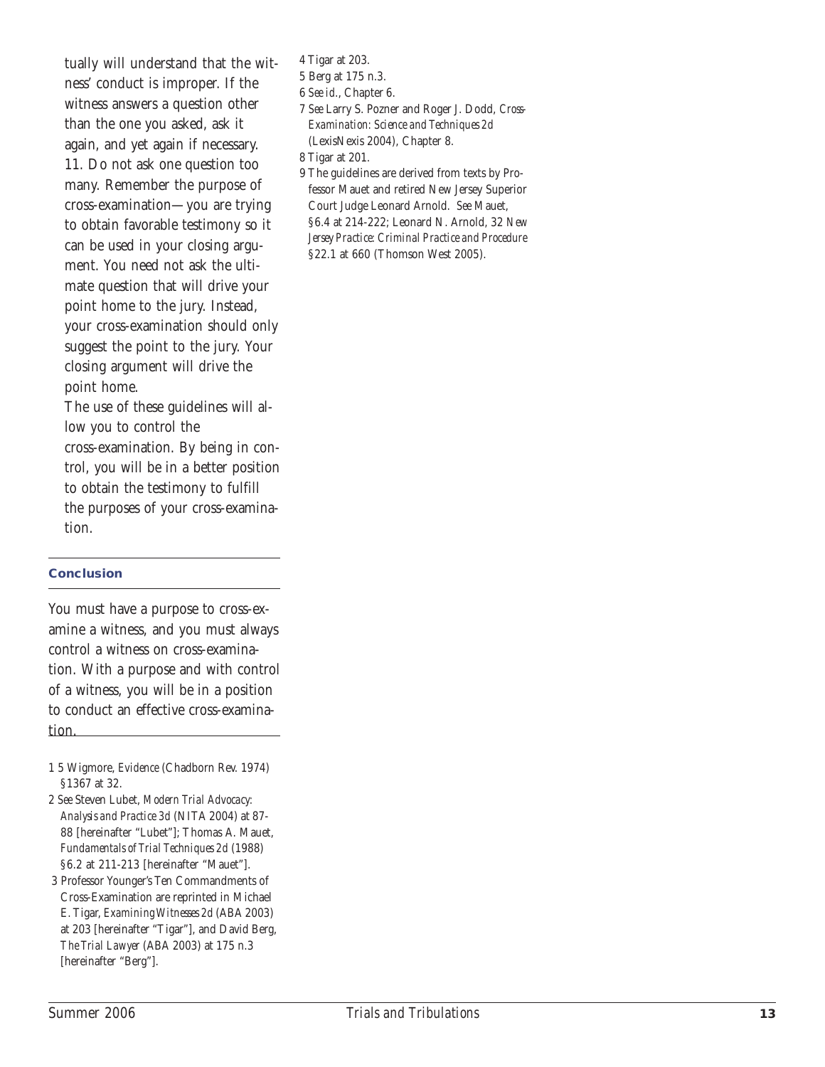tually will understand that the witness' conduct is improper. If the witness answers a question other than the one you asked, ask it again, and yet again if necessary.

11. Do not ask one question too many. Remember the purpose of cross-examination—you are trying to obtain favorable testimony so it can be used in your closing argument. You need not ask the ultimate question that will drive your point home to the jury. Instead, your cross-examination should only suggest the point to the jury. Your closing argument will drive the point home.

The use of these guidelines will allow you to control the cross-examination. By being in control, you will be in a better position to obtain the testimony to fulfill the purposes of your cross-examination.

## Conclusion

You must have a purpose to cross-examine a witness, and you must always control a witness on cross-examination. With a purpose and with control of a witness, you will be in a position to conduct an effective cross-examination.

---

1 5 Wigmore, *Evidence* (Chadborn Rev. 1974) §1367 at 32.

2 *See* Steven Lubet, *Modern Trial Advocacy: Analysis and Practice 3d* (NITA 2004) at 87-88 [hereinafter "Lubet"]; Thomas A. Mauet, *Fundamentals of Trial Techniques 2d* (1988) §6.2 at 211-213 [hereinafter "Mauet"].

3 Professor Younger's Ten Commandments of Cross-Examination are reprinted in Michael E. Tigar, *Examining Witnesses 2d* (ABA 2003) at 203 [hereinafter "Tigar"], and David Berg, *The Trial Lawyer* (ABA 2003) at 175 n.3 [hereinafter "Berg"].

4 Tigar at 203.

5 Berg at 175 n.3.

6 *See id.*, Chapter 6.

7 *See* Larry S. Pozner and Roger J. Dodd, *Cross-Examination: Science and Techniques 2d* (LexisNexis 2004), Chapter 8.

8 Tigar at 201.

9 The guidelines are derived from texts by Professor Mauet and retired New Jersey Superior Court Judge Leonard Arnold. *See* Mauet, §6.4 at 214-222; Leonard N. Arnold, 32 *New Jersey Practice: Criminal Practice and Procedure* §22.1 at 660 (Thomson West 2005).